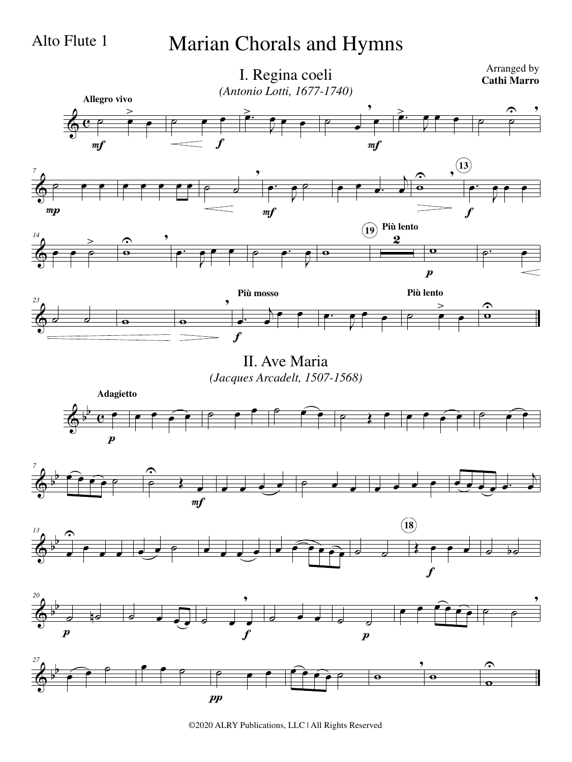Alto Flute 1

# Marian Chorals and Hymns

Arranged by
**Cathi Marro**

## I. Regina coeli

*(Antonio Lotti, 1677-1740)*

**Allegro vivo**

**Più lento**

**Più mosso**

**Più lento**

## II. Ave Maria

*(Jacques Arcadelt, 1507-1568)*

**Adagietto**

©2020 ALRY Publications, LLC | All Rights Reserved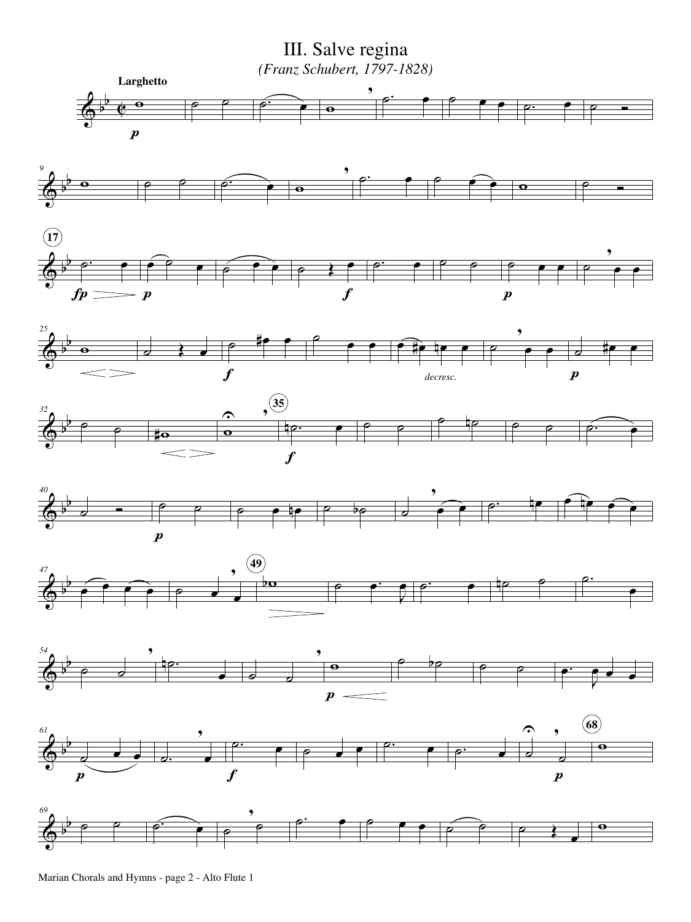# III. Salve regina

*(Franz Schubert, 1797-1828)*

**Larghetto**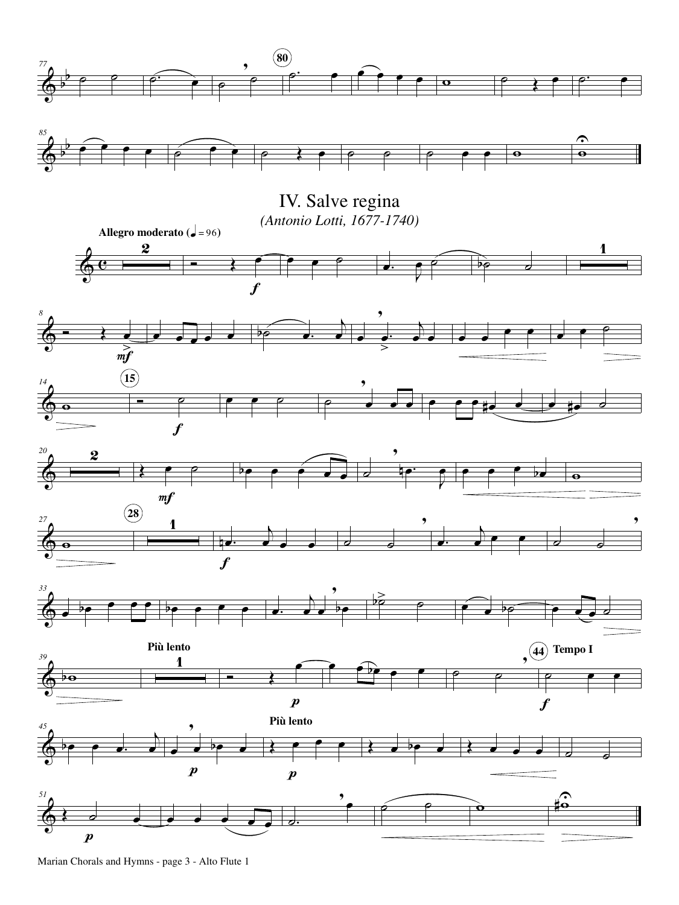# IV. Salve regina

*(Antonio Lotti, 1677-1740)*

**Allegro moderato** (♩ = 96)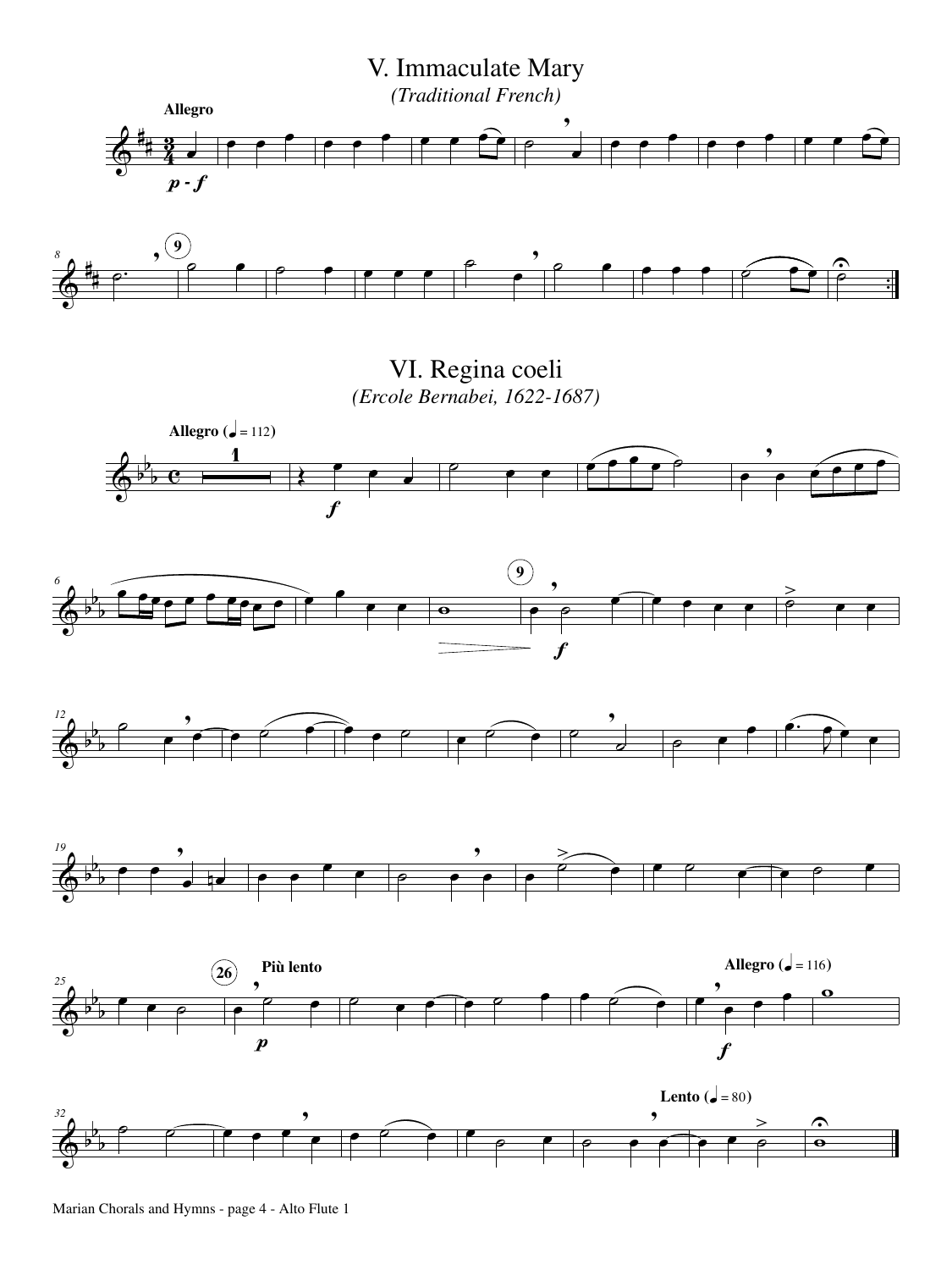# V. Immaculate Mary

*(Traditional French)*

**Allegro**

*p - f*

# VI. Regina coeli

*(Ercole Bernabei, 1622-1687)*

**Allegro** (♩ = 112)

*f*

*f*

**Più lento**

*p*

**Allegro** (♩ = 116)

*f*

**Lento** (♩ = 80)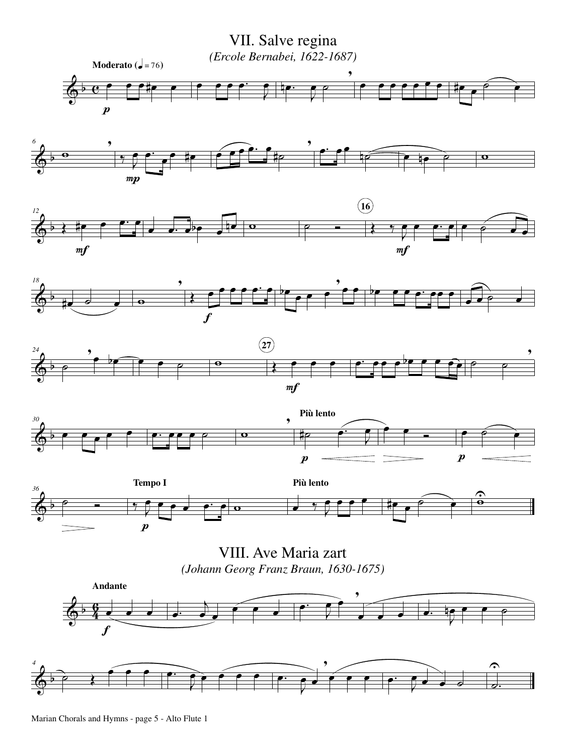# VII. Salve regina

*(Ercole Bernabei, 1622-1687)*

**Moderato** (♩ = 76)

**Più lento**

**Tempo I**

**Più lento**

# VIII. Ave Maria zart

*(Johann Georg Franz Braun, 1630-1675)*

**Andante**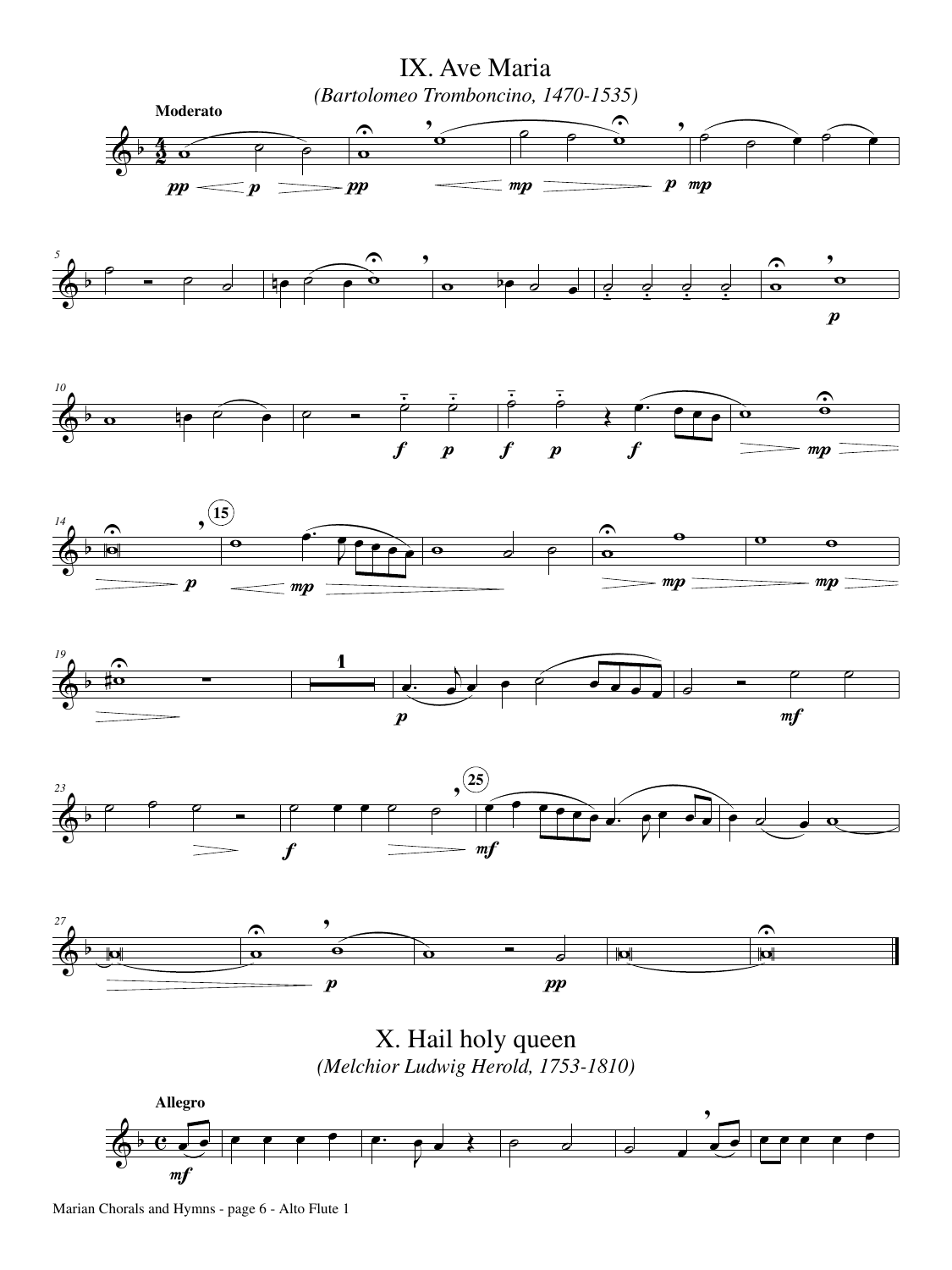# IX. Ave Maria

*(Bartolomeo Tromboncino, 1470-1535)*

**Moderato**

# X. Hail holy queen

*(Melchior Ludwig Herold, 1753-1810)*

**Allegro**

Marian Chorals and Hymns - page 6 - Alto Flute 1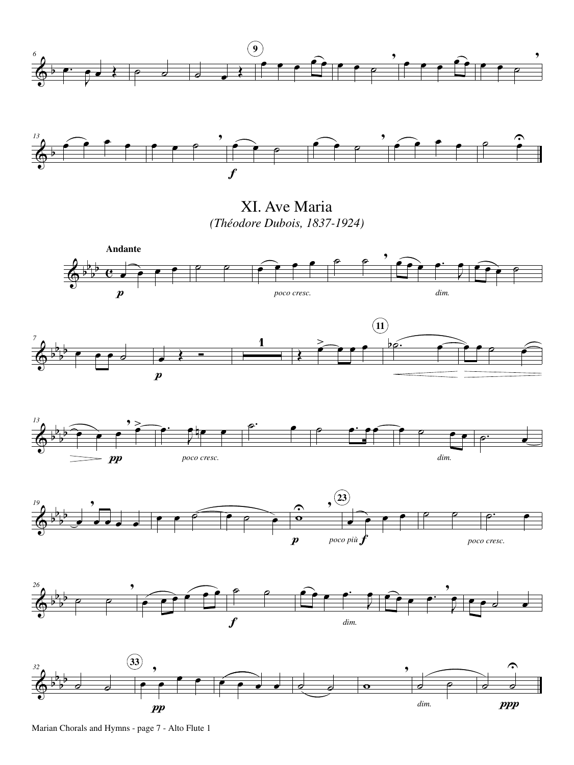# XI. Ave Maria

*(Théodore Dubois, 1837-1924)*